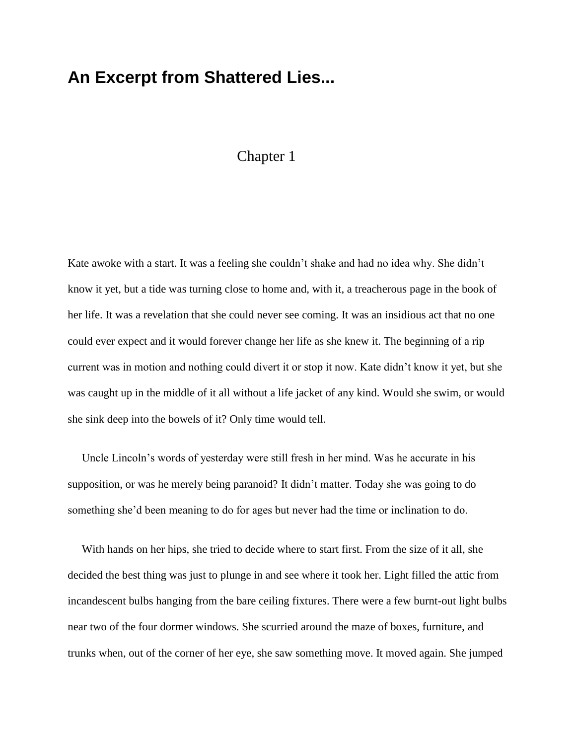# An Excerpt from Shattered Lies...

## Chapter 1

Kate awoke with a start. It was a feeling she couldn't shake and had no idea why. She didn't know it yet, but a tide was turning close to home and, with it, a treacherous page in the book of her life. It was a revelation that she could never see coming. It was an insidious act that no one could ever expect and it would forever change her life as she knew it. The beginning of a rip current was in motion and nothing could divert it or stop it now. Kate didn't know it yet, but she was caught up in the middle of it all without a life jacket of any kind. Would she swim, or would she sink deep into the bowels of it? Only time would tell.

Uncle Lincoln's words of yesterday were still fresh in her mind. Was he accurate in his supposition, or was he merely being paranoid? It didn't matter. Today she was going to do something she'd been meaning to do for ages but never had the time or inclination to do.

With hands on her hips, she tried to decide where to start first. From the size of it all, she decided the best thing was just to plunge in and see where it took her. Light filled the attic from incandescent bulbs hanging from the bare ceiling fixtures. There were a few burnt-out light bulbs near two of the four dormer windows. She scurried around the maze of boxes, furniture, and trunks when, out of the corner of her eye, she saw something move. It moved again. She jumped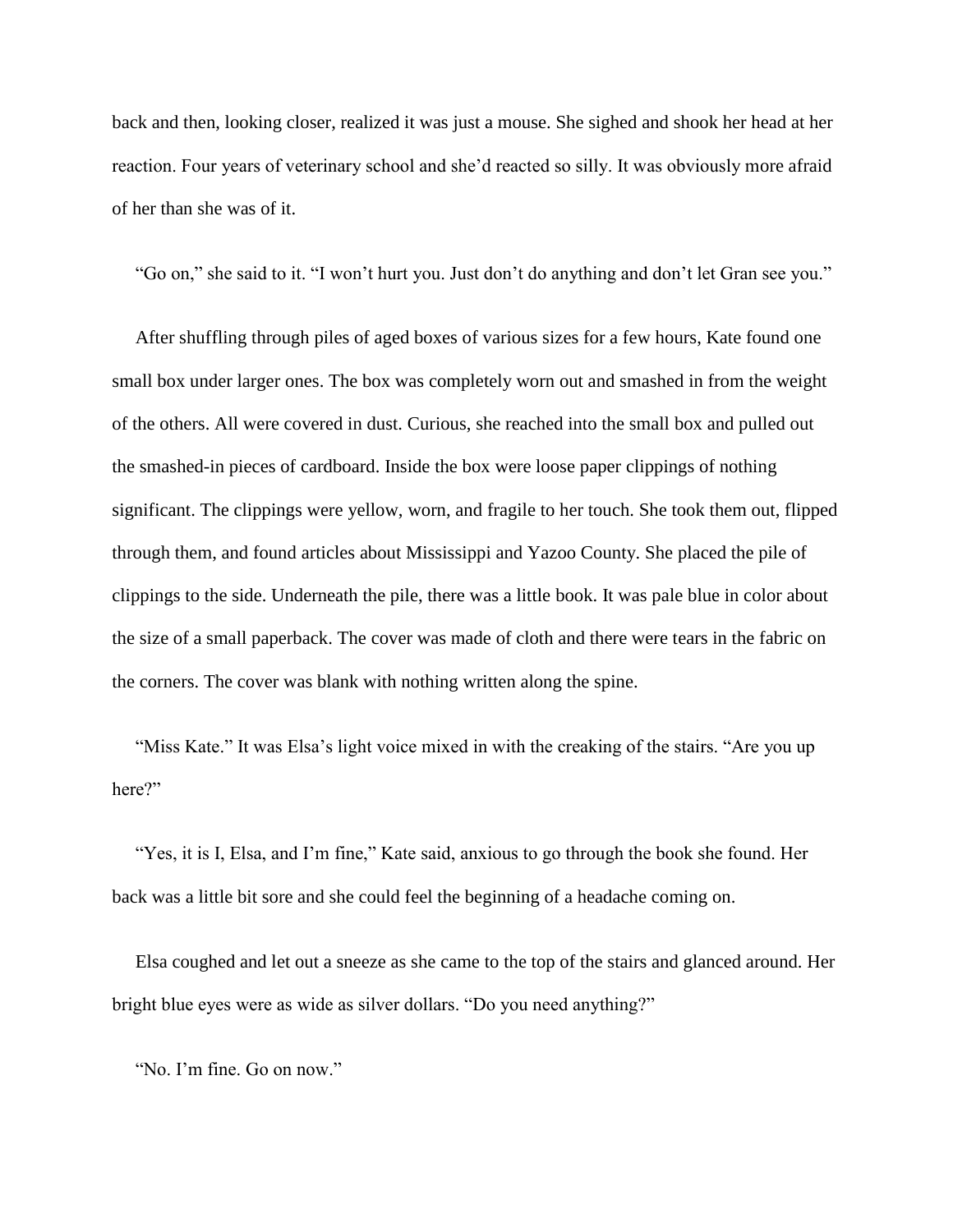back and then, looking closer, realized it was just a mouse. She sighed and shook her head at her reaction. Four years of veterinary school and she'd reacted so silly. It was obviously more afraid of her than she was of it.

"Go on," she said to it. "I won't hurt you. Just don't do anything and don't let Gran see you."

After shuffling through piles of aged boxes of various sizes for a few hours, Kate found one small box under larger ones. The box was completely worn out and smashed in from the weight of the others. All were covered in dust. Curious, she reached into the small box and pulled out the smashed-in pieces of cardboard. Inside the box were loose paper clippings of nothing significant. The clippings were yellow, worn, and fragile to her touch. She took them out, flipped through them, and found articles about Mississippi and Yazoo County. She placed the pile of clippings to the side. Underneath the pile, there was a little book. It was pale blue in color about the size of a small paperback. The cover was made of cloth and there were tears in the fabric on the corners. The cover was blank with nothing written along the spine.

"Miss Kate." It was Elsa's light voice mixed in with the creaking of the stairs. "Are you up here?"

"Yes, it is I, Elsa, and I'm fine," Kate said, anxious to go through the book she found. Her back was a little bit sore and she could feel the beginning of a headache coming on.

Elsa coughed and let out a sneeze as she came to the top of the stairs and glanced around. Her bright blue eyes were as wide as silver dollars. "Do you need anything?"

"No. I'm fine. Go on now."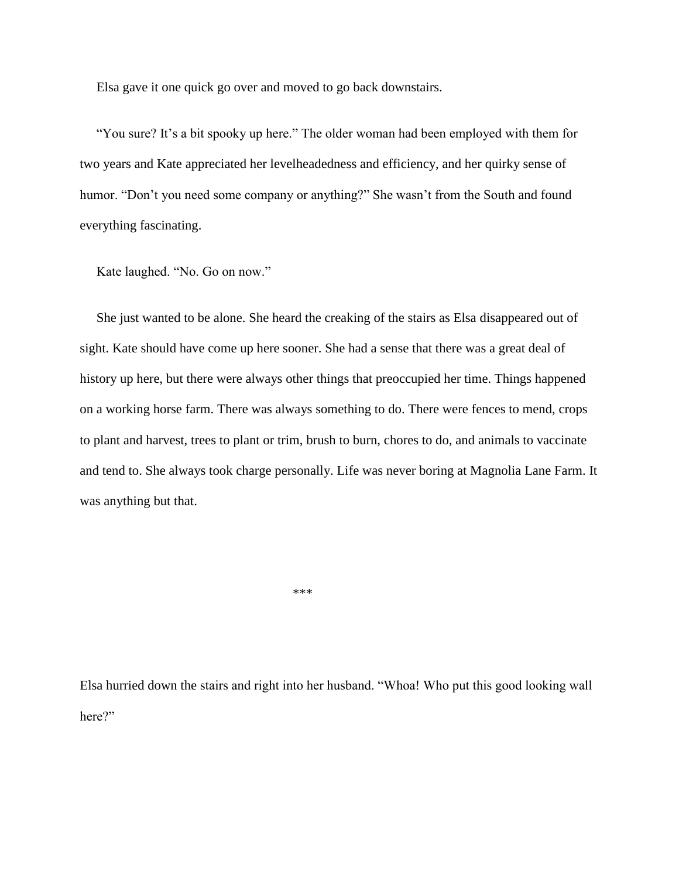Elsa gave it one quick go over and moved to go back downstairs.

"You sure? It's a bit spooky up here." The older woman had been employed with them for two years and Kate appreciated her levelheadedness and efficiency, and her quirky sense of humor. "Don't you need some company or anything?" She wasn't from the South and found everything fascinating.

Kate laughed. "No. Go on now."

She just wanted to be alone. She heard the creaking of the stairs as Elsa disappeared out of sight. Kate should have come up here sooner. She had a sense that there was a great deal of history up here, but there were always other things that preoccupied her time. Things happened on a working horse farm. There was always something to do. There were fences to mend, crops to plant and harvest, trees to plant or trim, brush to burn, chores to do, and animals to vaccinate and tend to. She always took charge personally. Life was never boring at Magnolia Lane Farm. It was anything but that.

***

Elsa hurried down the stairs and right into her husband. "Whoa! Who put this good looking wall here?"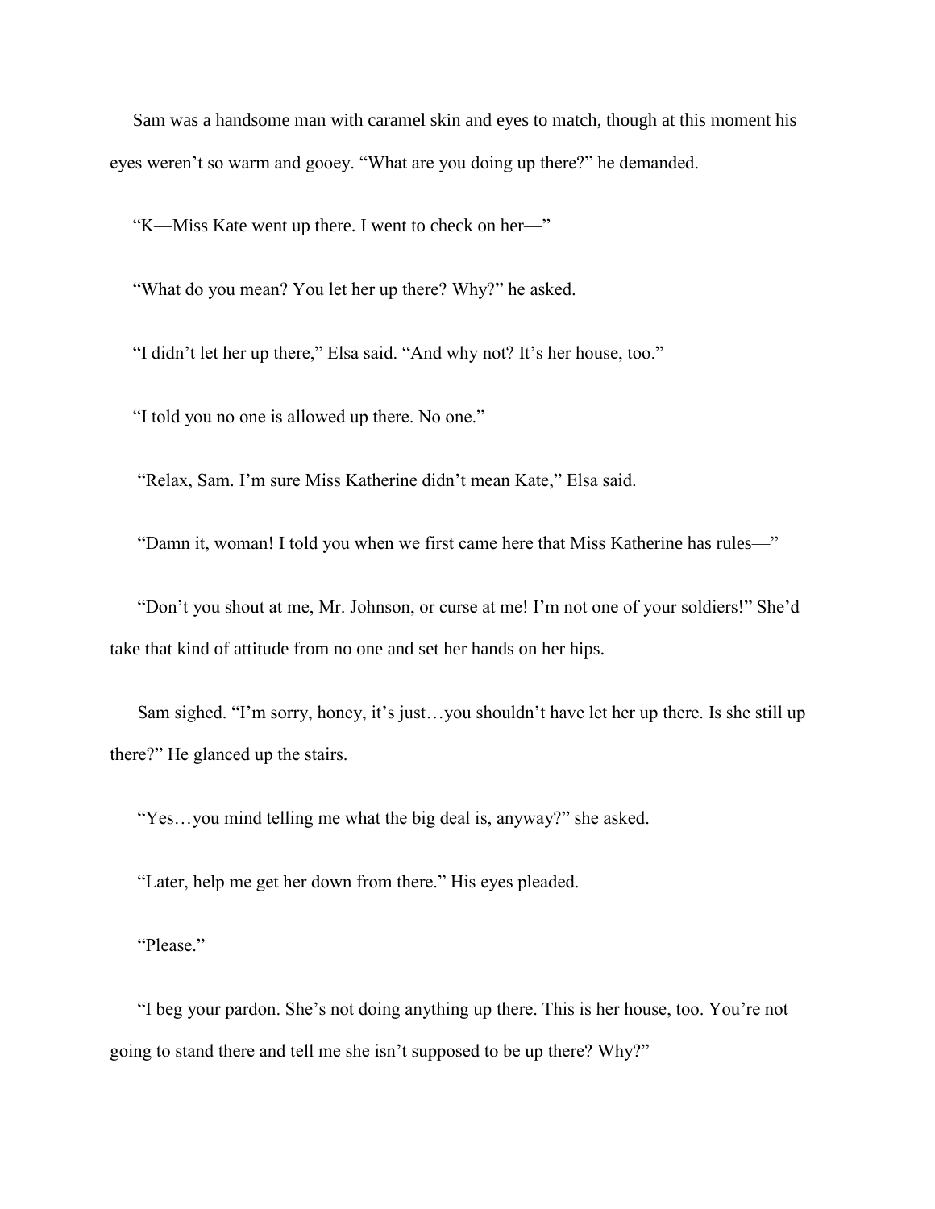Sam was a handsome man with caramel skin and eyes to match, though at this moment his eyes weren't so warm and gooey. "What are you doing up there?" he demanded.

"K—Miss Kate went up there. I went to check on her—"

"What do you mean? You let her up there? Why?" he asked.

"I didn't let her up there," Elsa said. "And why not? It's her house, too."

"I told you no one is allowed up there. No one."

"Relax, Sam. I'm sure Miss Katherine didn't mean Kate," Elsa said.

"Damn it, woman! I told you when we first came here that Miss Katherine has rules—"

"Don't you shout at me, Mr. Johnson, or curse at me! I'm not one of your soldiers!" She'd take that kind of attitude from no one and set her hands on her hips.

Sam sighed. "I'm sorry, honey, it's just…you shouldn't have let her up there. Is she still up there?" He glanced up the stairs.

"Yes…you mind telling me what the big deal is, anyway?" she asked.

"Later, help me get her down from there." His eyes pleaded.

"Please."

"I beg your pardon. She's not doing anything up there. This is her house, too. You're not going to stand there and tell me she isn't supposed to be up there? Why?"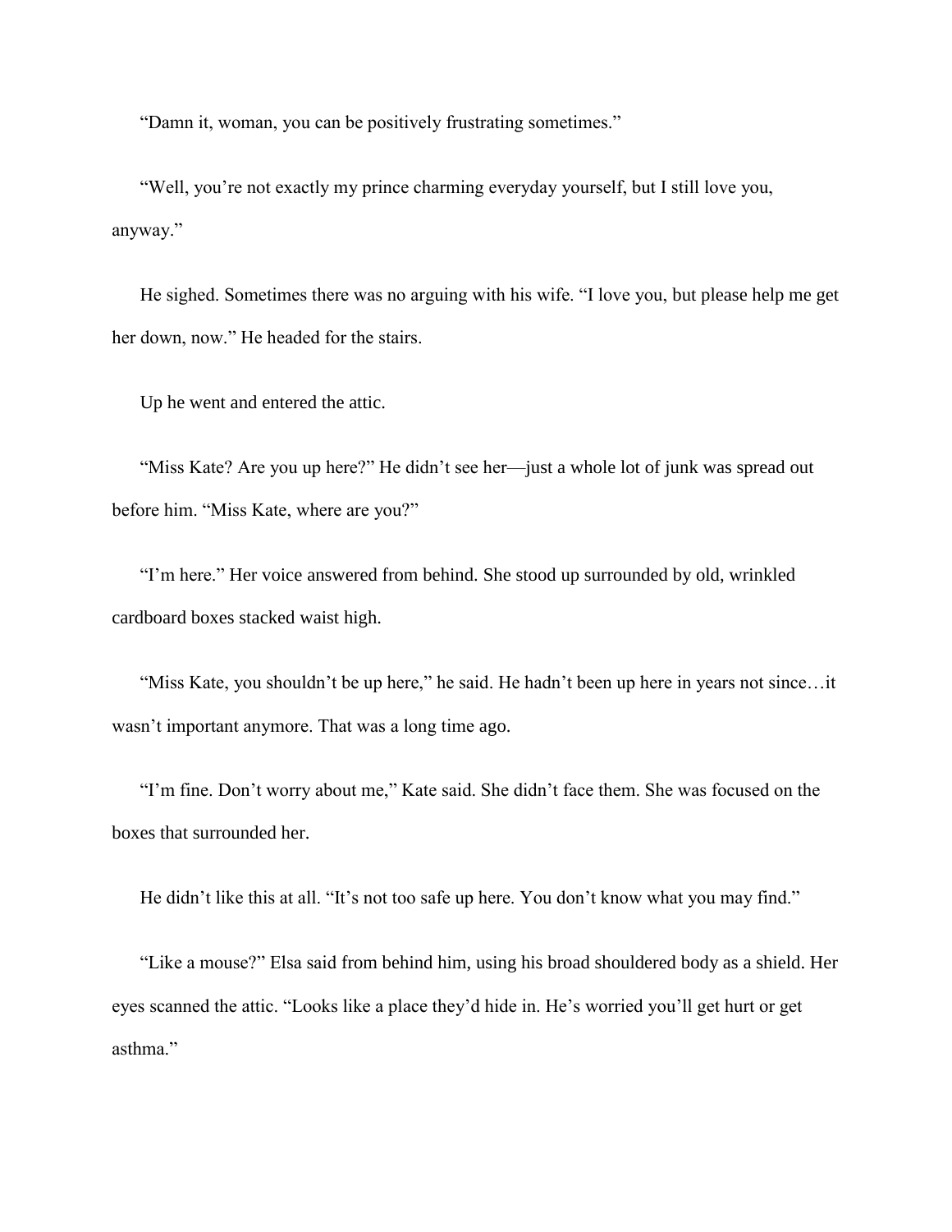"Damn it, woman, you can be positively frustrating sometimes."

"Well, you're not exactly my prince charming everyday yourself, but I still love you, anyway."

He sighed. Sometimes there was no arguing with his wife. "I love you, but please help me get her down, now." He headed for the stairs.

Up he went and entered the attic.

"Miss Kate? Are you up here?" He didn't see her—just a whole lot of junk was spread out before him. "Miss Kate, where are you?"

"I'm here." Her voice answered from behind. She stood up surrounded by old, wrinkled cardboard boxes stacked waist high.

"Miss Kate, you shouldn't be up here," he said. He hadn't been up here in years not since…it wasn't important anymore. That was a long time ago.

"I'm fine. Don't worry about me," Kate said. She didn't face them. She was focused on the boxes that surrounded her.

He didn't like this at all. "It's not too safe up here. You don't know what you may find."

"Like a mouse?" Elsa said from behind him, using his broad shouldered body as a shield. Her eyes scanned the attic. "Looks like a place they'd hide in. He's worried you'll get hurt or get asthma."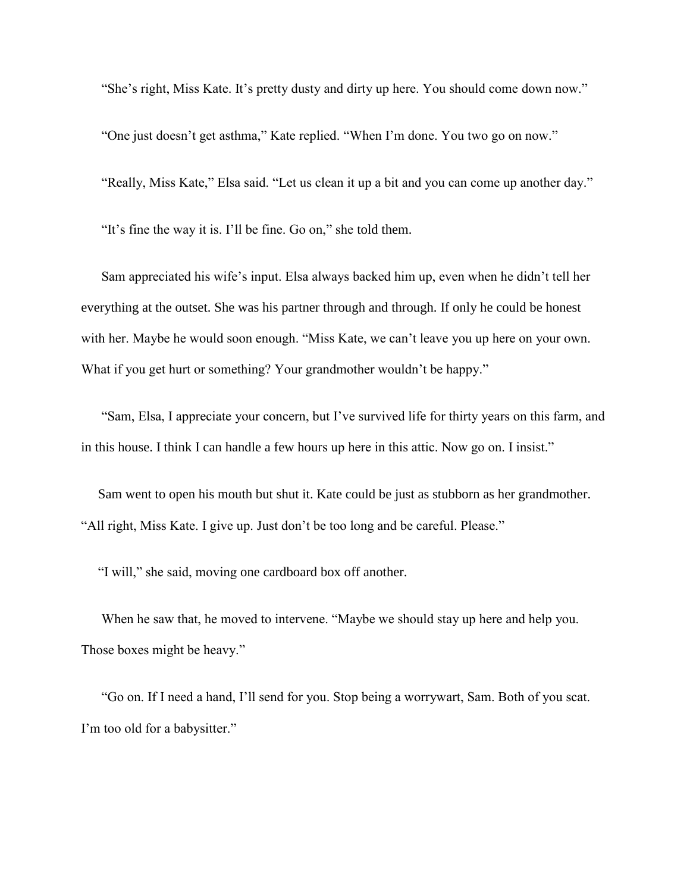"She's right, Miss Kate. It's pretty dusty and dirty up here. You should come down now."

"One just doesn't get asthma," Kate replied. "When I'm done. You two go on now."

"Really, Miss Kate," Elsa said. "Let us clean it up a bit and you can come up another day."

"It's fine the way it is. I'll be fine. Go on," she told them.

Sam appreciated his wife's input. Elsa always backed him up, even when he didn't tell her everything at the outset. She was his partner through and through. If only he could be honest with her. Maybe he would soon enough. "Miss Kate, we can't leave you up here on your own. What if you get hurt or something? Your grandmother wouldn't be happy."

"Sam, Elsa, I appreciate your concern, but I've survived life for thirty years on this farm, and in this house. I think I can handle a few hours up here in this attic. Now go on. I insist."

Sam went to open his mouth but shut it. Kate could be just as stubborn as her grandmother. "All right, Miss Kate. I give up. Just don't be too long and be careful. Please."

"I will," she said, moving one cardboard box off another.

When he saw that, he moved to intervene. "Maybe we should stay up here and help you. Those boxes might be heavy."

"Go on. If I need a hand, I'll send for you. Stop being a worrywart, Sam. Both of you scat. I'm too old for a babysitter."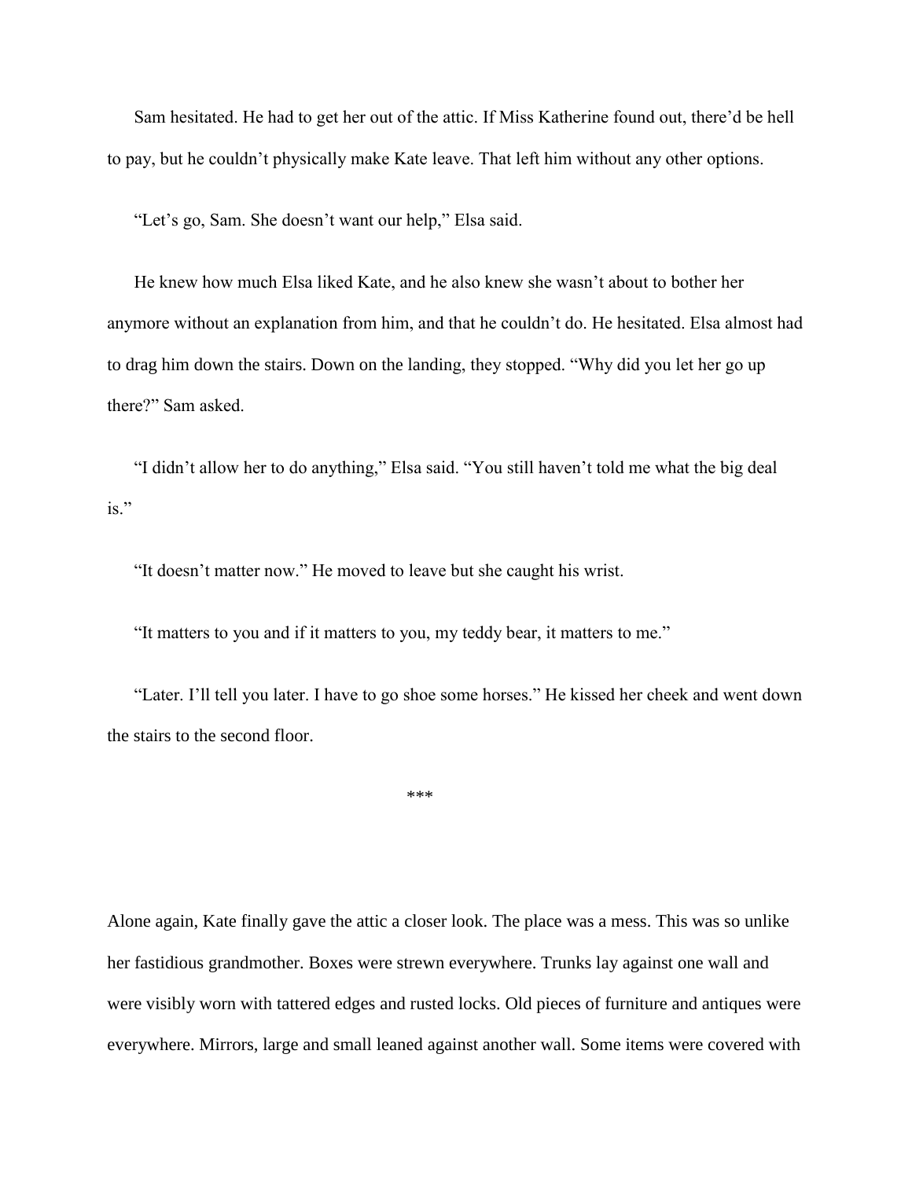Sam hesitated. He had to get her out of the attic. If Miss Katherine found out, there'd be hell to pay, but he couldn't physically make Kate leave. That left him without any other options.

"Let's go, Sam. She doesn't want our help," Elsa said.

He knew how much Elsa liked Kate, and he also knew she wasn't about to bother her anymore without an explanation from him, and that he couldn't do. He hesitated. Elsa almost had to drag him down the stairs. Down on the landing, they stopped. "Why did you let her go up there?" Sam asked.

"I didn't allow her to do anything," Elsa said. "You still haven't told me what the big deal is."

"It doesn't matter now." He moved to leave but she caught his wrist.

"It matters to you and if it matters to you, my teddy bear, it matters to me."

"Later. I'll tell you later. I have to go shoe some horses." He kissed her cheek and went down the stairs to the second floor.

***

Alone again, Kate finally gave the attic a closer look. The place was a mess. This was so unlike her fastidious grandmother. Boxes were strewn everywhere. Trunks lay against one wall and were visibly worn with tattered edges and rusted locks. Old pieces of furniture and antiques were everywhere. Mirrors, large and small leaned against another wall. Some items were covered with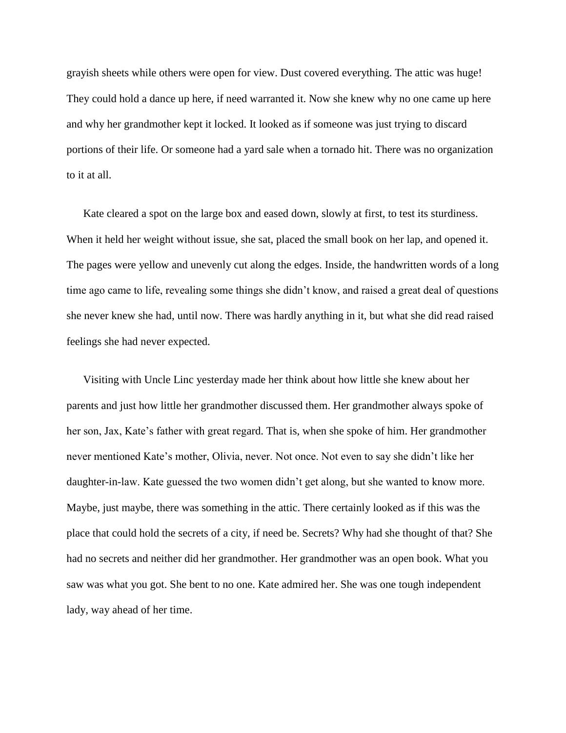grayish sheets while others were open for view. Dust covered everything. The attic was huge! They could hold a dance up here, if need warranted it. Now she knew why no one came up here and why her grandmother kept it locked. It looked as if someone was just trying to discard portions of their life. Or someone had a yard sale when a tornado hit. There was no organization to it at all.

Kate cleared a spot on the large box and eased down, slowly at first, to test its sturdiness. When it held her weight without issue, she sat, placed the small book on her lap, and opened it. The pages were yellow and unevenly cut along the edges. Inside, the handwritten words of a long time ago came to life, revealing some things she didn't know, and raised a great deal of questions she never knew she had, until now. There was hardly anything in it, but what she did read raised feelings she had never expected.

Visiting with Uncle Linc yesterday made her think about how little she knew about her parents and just how little her grandmother discussed them. Her grandmother always spoke of her son, Jax, Kate's father with great regard. That is, when she spoke of him. Her grandmother never mentioned Kate's mother, Olivia, never. Not once. Not even to say she didn't like her daughter-in-law. Kate guessed the two women didn't get along, but she wanted to know more. Maybe, just maybe, there was something in the attic. There certainly looked as if this was the place that could hold the secrets of a city, if need be. Secrets? Why had she thought of that? She had no secrets and neither did her grandmother. Her grandmother was an open book. What you saw was what you got. She bent to no one. Kate admired her. She was one tough independent lady, way ahead of her time.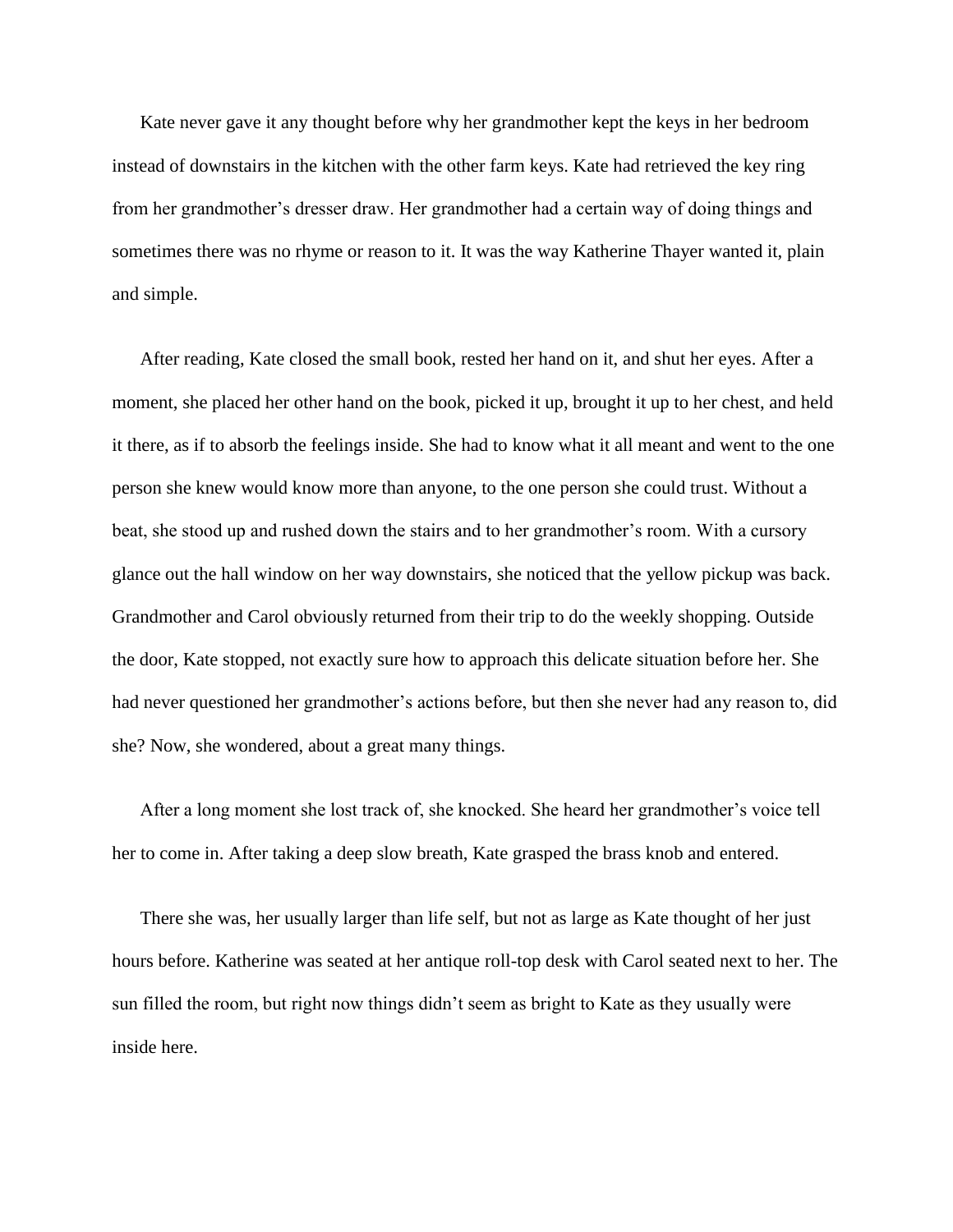Kate never gave it any thought before why her grandmother kept the keys in her bedroom instead of downstairs in the kitchen with the other farm keys. Kate had retrieved the key ring from her grandmother's dresser draw. Her grandmother had a certain way of doing things and sometimes there was no rhyme or reason to it. It was the way Katherine Thayer wanted it, plain and simple.

After reading, Kate closed the small book, rested her hand on it, and shut her eyes. After a moment, she placed her other hand on the book, picked it up, brought it up to her chest, and held it there, as if to absorb the feelings inside. She had to know what it all meant and went to the one person she knew would know more than anyone, to the one person she could trust. Without a beat, she stood up and rushed down the stairs and to her grandmother's room. With a cursory glance out the hall window on her way downstairs, she noticed that the yellow pickup was back. Grandmother and Carol obviously returned from their trip to do the weekly shopping. Outside the door, Kate stopped, not exactly sure how to approach this delicate situation before her. She had never questioned her grandmother's actions before, but then she never had any reason to, did she? Now, she wondered, about a great many things.

After a long moment she lost track of, she knocked. She heard her grandmother's voice tell her to come in. After taking a deep slow breath, Kate grasped the brass knob and entered.

There she was, her usually larger than life self, but not as large as Kate thought of her just hours before. Katherine was seated at her antique roll-top desk with Carol seated next to her. The sun filled the room, but right now things didn't seem as bright to Kate as they usually were inside here.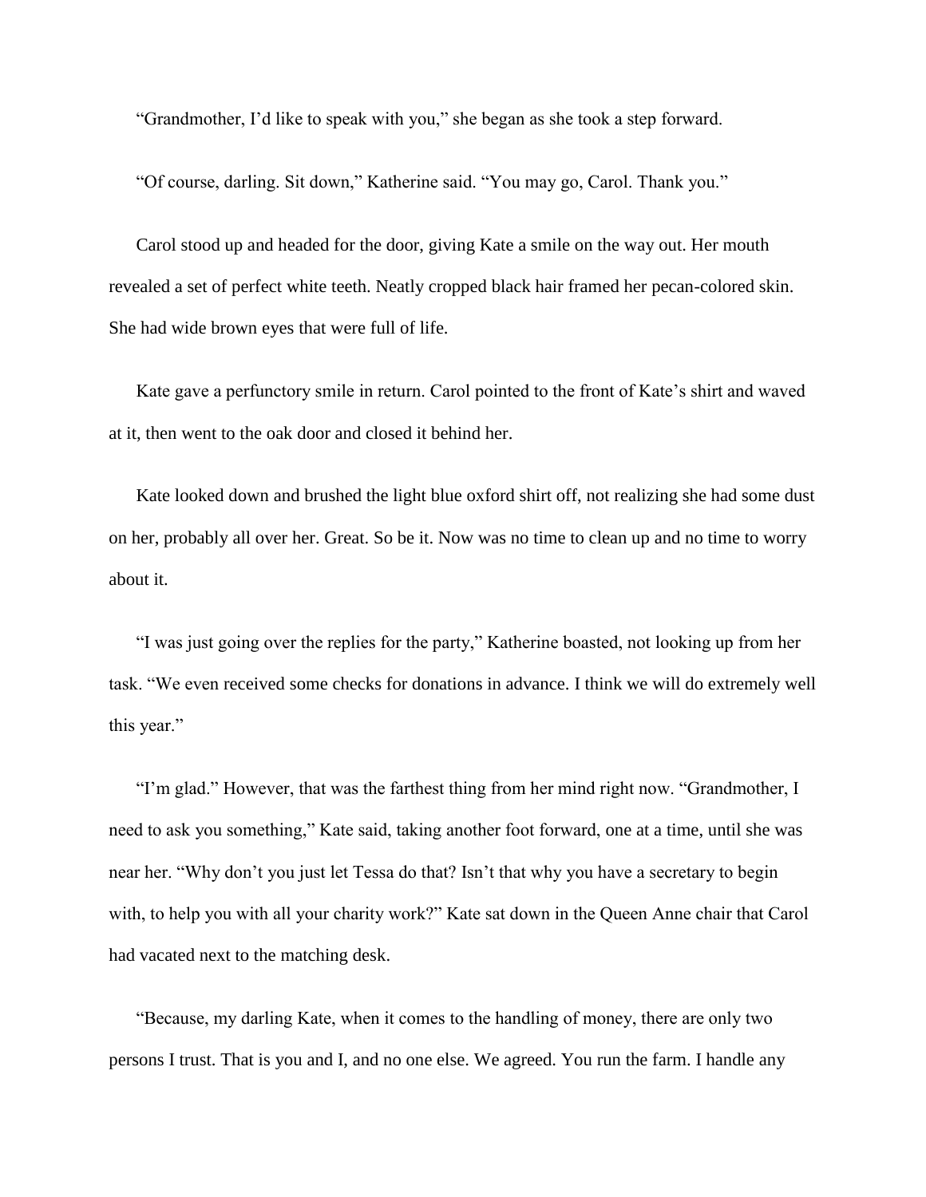"Grandmother, I'd like to speak with you," she began as she took a step forward.

"Of course, darling. Sit down," Katherine said. "You may go, Carol. Thank you."

Carol stood up and headed for the door, giving Kate a smile on the way out. Her mouth revealed a set of perfect white teeth. Neatly cropped black hair framed her pecan-colored skin. She had wide brown eyes that were full of life.

Kate gave a perfunctory smile in return. Carol pointed to the front of Kate's shirt and waved at it, then went to the oak door and closed it behind her.

Kate looked down and brushed the light blue oxford shirt off, not realizing she had some dust on her, probably all over her. Great. So be it. Now was no time to clean up and no time to worry about it.

"I was just going over the replies for the party," Katherine boasted, not looking up from her task. "We even received some checks for donations in advance. I think we will do extremely well this year."

"I'm glad." However, that was the farthest thing from her mind right now. "Grandmother, I need to ask you something," Kate said, taking another foot forward, one at a time, until she was near her. "Why don't you just let Tessa do that? Isn't that why you have a secretary to begin with, to help you with all your charity work?" Kate sat down in the Queen Anne chair that Carol had vacated next to the matching desk.

"Because, my darling Kate, when it comes to the handling of money, there are only two persons I trust. That is you and I, and no one else. We agreed. You run the farm. I handle any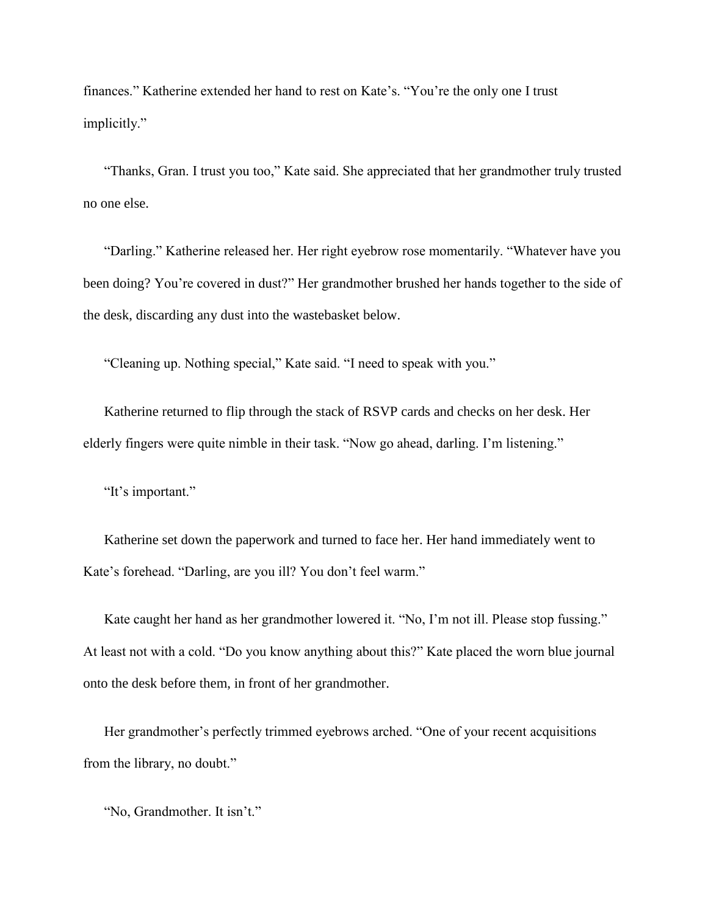finances." Katherine extended her hand to rest on Kate's. "You're the only one I trust implicitly."

"Thanks, Gran. I trust you too," Kate said. She appreciated that her grandmother truly trusted no one else.

"Darling." Katherine released her. Her right eyebrow rose momentarily. "Whatever have you been doing? You're covered in dust?" Her grandmother brushed her hands together to the side of the desk, discarding any dust into the wastebasket below.

"Cleaning up. Nothing special," Kate said. "I need to speak with you."

Katherine returned to flip through the stack of RSVP cards and checks on her desk. Her elderly fingers were quite nimble in their task. "Now go ahead, darling. I'm listening."

"It's important."

Katherine set down the paperwork and turned to face her. Her hand immediately went to Kate's forehead. "Darling, are you ill? You don't feel warm."

Kate caught her hand as her grandmother lowered it. "No, I'm not ill. Please stop fussing." At least not with a cold. "Do you know anything about this?" Kate placed the worn blue journal onto the desk before them, in front of her grandmother.

Her grandmother's perfectly trimmed eyebrows arched. "One of your recent acquisitions from the library, no doubt."

"No, Grandmother. It isn't."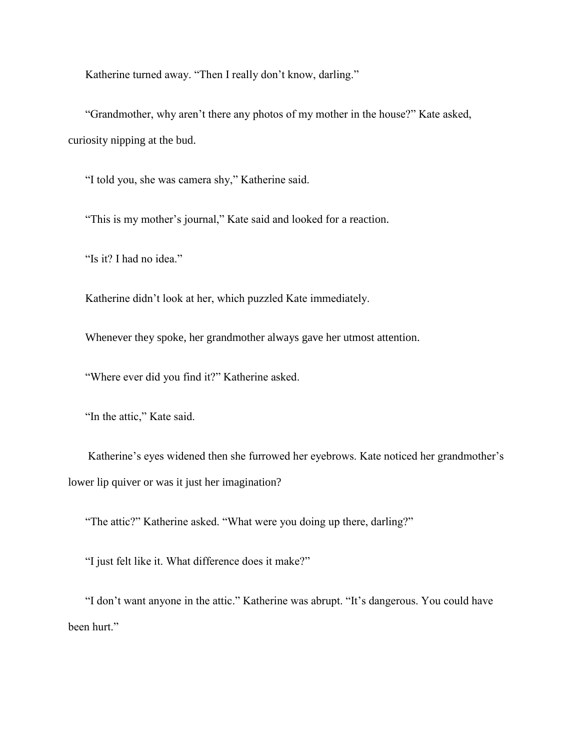Katherine turned away. "Then I really don't know, darling."

"Grandmother, why aren't there any photos of my mother in the house?" Kate asked, curiosity nipping at the bud.

"I told you, she was camera shy," Katherine said.

"This is my mother's journal," Kate said and looked for a reaction.

"Is it? I had no idea."

Katherine didn't look at her, which puzzled Kate immediately.

Whenever they spoke, her grandmother always gave her utmost attention.

"Where ever did you find it?" Katherine asked.

"In the attic," Kate said.

Katherine's eyes widened then she furrowed her eyebrows. Kate noticed her grandmother's lower lip quiver or was it just her imagination?

"The attic?" Katherine asked. "What were you doing up there, darling?"

"I just felt like it. What difference does it make?"

"I don't want anyone in the attic." Katherine was abrupt. "It's dangerous. You could have been hurt."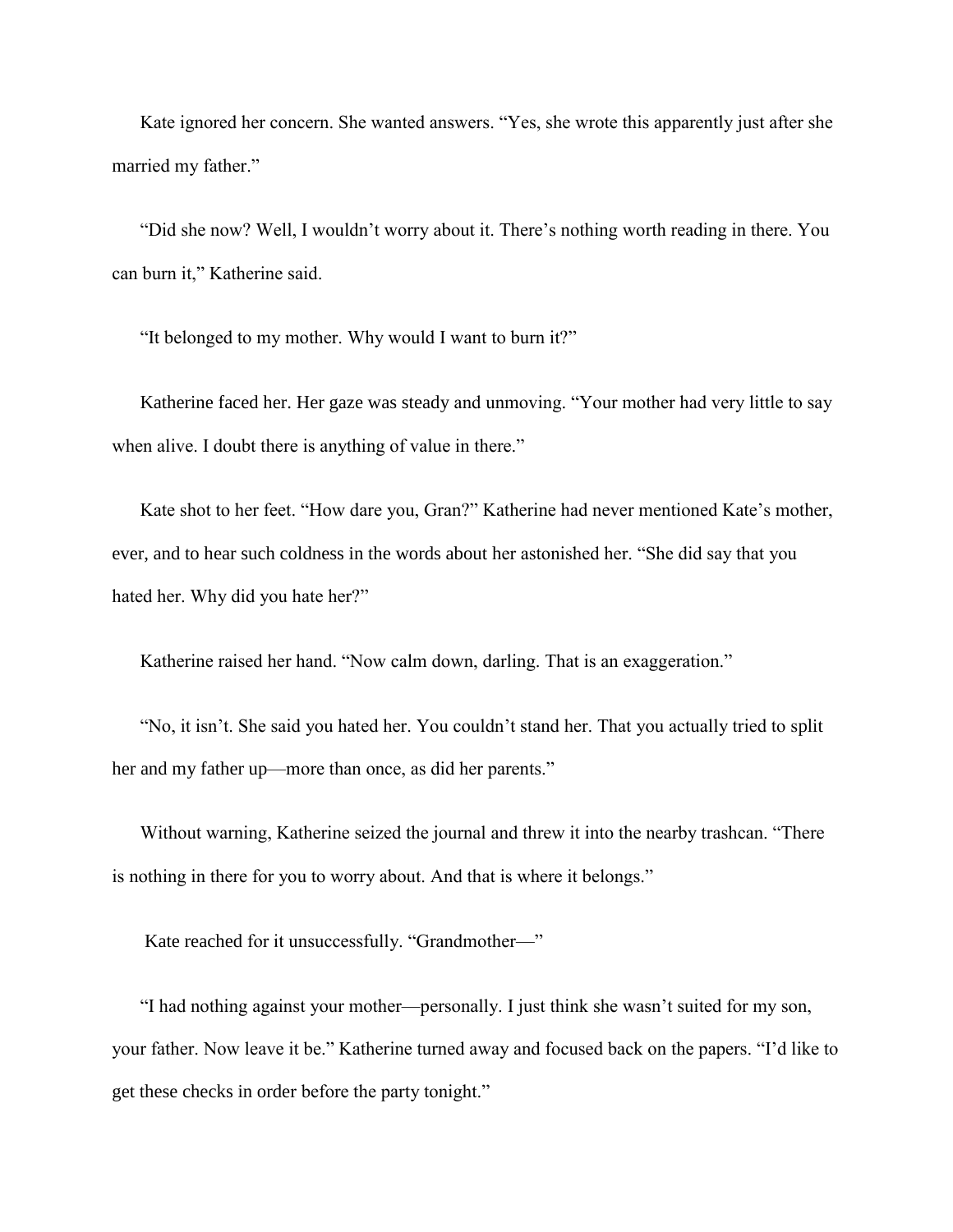Kate ignored her concern. She wanted answers. “Yes, she wrote this apparently just after she married my father.”

“Did she now? Well, I wouldn’t worry about it. There’s nothing worth reading in there. You can burn it,” Katherine said.

“It belonged to my mother. Why would I want to burn it?”

Katherine faced her. Her gaze was steady and unmoving. “Your mother had very little to say when alive. I doubt there is anything of value in there.”

Kate shot to her feet. “How dare you, Gran?” Katherine had never mentioned Kate’s mother, ever, and to hear such coldness in the words about her astonished her. “She did say that you hated her. Why did you hate her?”

Katherine raised her hand. “Now calm down, darling. That is an exaggeration.”

“No, it isn’t. She said you hated her. You couldn’t stand her. That you actually tried to split her and my father up—more than once, as did her parents.”

Without warning, Katherine seized the journal and threw it into the nearby trashcan. “There is nothing in there for you to worry about. And that is where it belongs.”

Kate reached for it unsuccessfully. “Grandmother—”

“I had nothing against your mother—personally. I just think she wasn’t suited for my son, your father. Now leave it be.” Katherine turned away and focused back on the papers. “I’d like to get these checks in order before the party tonight.”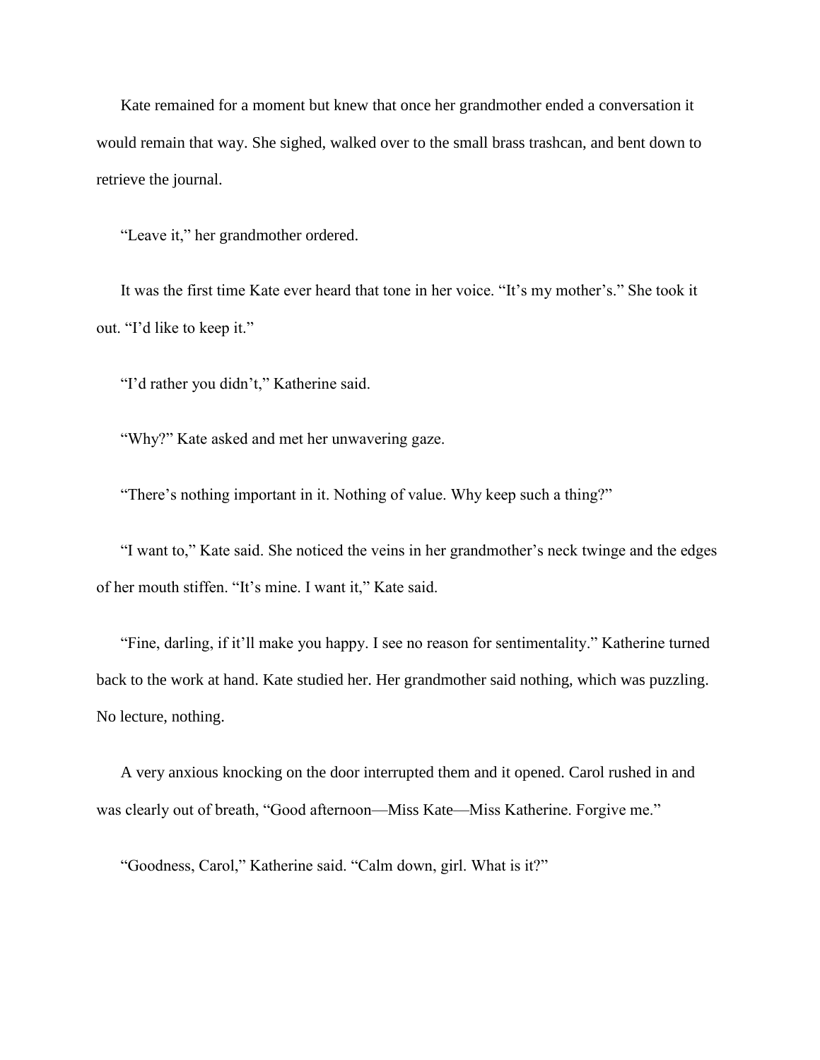Kate remained for a moment but knew that once her grandmother ended a conversation it would remain that way. She sighed, walked over to the small brass trashcan, and bent down to retrieve the journal.

"Leave it," her grandmother ordered.

It was the first time Kate ever heard that tone in her voice. "It's my mother's." She took it out. "I'd like to keep it."

"I'd rather you didn't," Katherine said.

"Why?" Kate asked and met her unwavering gaze.

"There's nothing important in it. Nothing of value. Why keep such a thing?"

"I want to," Kate said. She noticed the veins in her grandmother's neck twinge and the edges of her mouth stiffen. "It's mine. I want it," Kate said.

"Fine, darling, if it'll make you happy. I see no reason for sentimentality." Katherine turned back to the work at hand. Kate studied her. Her grandmother said nothing, which was puzzling. No lecture, nothing.

A very anxious knocking on the door interrupted them and it opened. Carol rushed in and was clearly out of breath, "Good afternoon—Miss Kate—Miss Katherine. Forgive me."

"Goodness, Carol," Katherine said. "Calm down, girl. What is it?"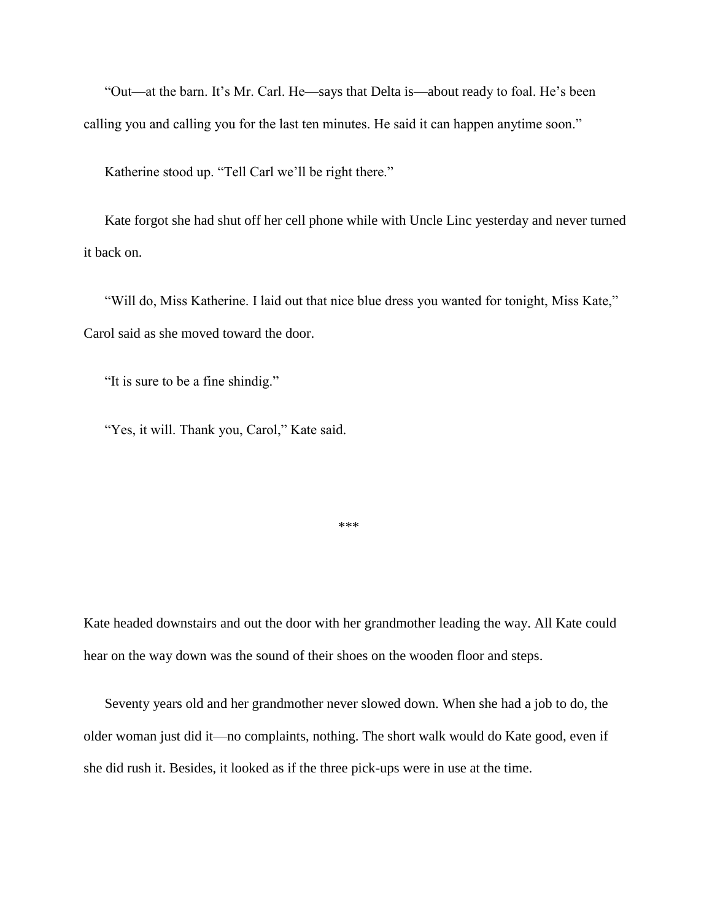"Out—at the barn. It's Mr. Carl. He—says that Delta is—about ready to foal. He's been calling you and calling you for the last ten minutes. He said it can happen anytime soon."

Katherine stood up. "Tell Carl we'll be right there."

Kate forgot she had shut off her cell phone while with Uncle Linc yesterday and never turned it back on.

"Will do, Miss Katherine. I laid out that nice blue dress you wanted for tonight, Miss Kate," Carol said as she moved toward the door.

"It is sure to be a fine shindig."

"Yes, it will. Thank you, Carol," Kate said.

***

Kate headed downstairs and out the door with her grandmother leading the way. All Kate could hear on the way down was the sound of their shoes on the wooden floor and steps.

Seventy years old and her grandmother never slowed down. When she had a job to do, the older woman just did it—no complaints, nothing. The short walk would do Kate good, even if she did rush it. Besides, it looked as if the three pick-ups were in use at the time.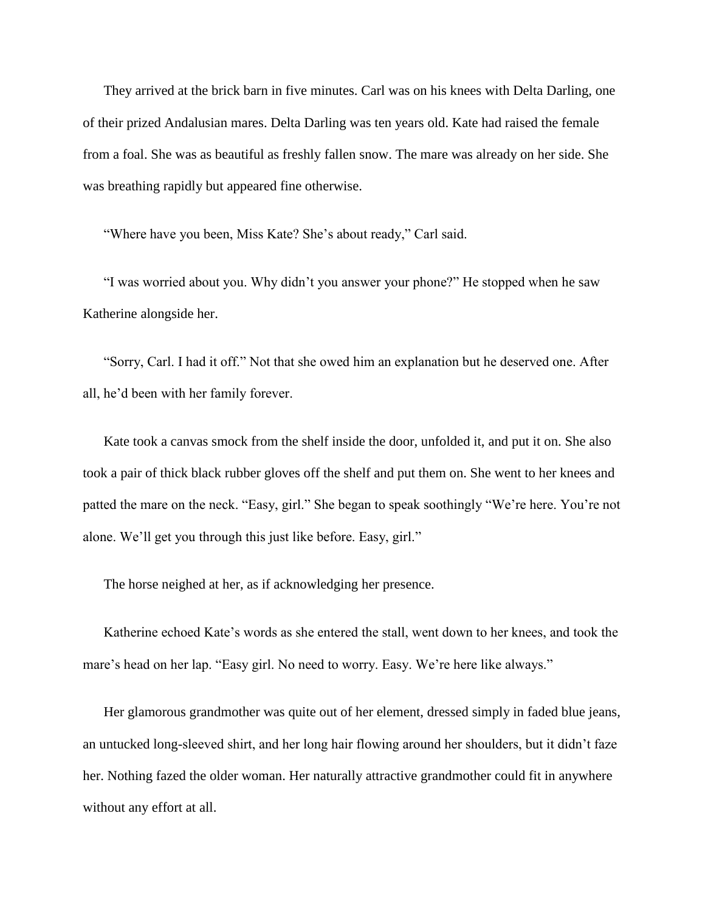They arrived at the brick barn in five minutes. Carl was on his knees with Delta Darling, one of their prized Andalusian mares. Delta Darling was ten years old. Kate had raised the female from a foal. She was as beautiful as freshly fallen snow. The mare was already on her side. She was breathing rapidly but appeared fine otherwise.

"Where have you been, Miss Kate? She's about ready," Carl said.

"I was worried about you. Why didn't you answer your phone?" He stopped when he saw Katherine alongside her.

"Sorry, Carl. I had it off." Not that she owed him an explanation but he deserved one. After all, he'd been with her family forever.

Kate took a canvas smock from the shelf inside the door, unfolded it, and put it on. She also took a pair of thick black rubber gloves off the shelf and put them on. She went to her knees and patted the mare on the neck. "Easy, girl." She began to speak soothingly "We're here. You're not alone. We'll get you through this just like before. Easy, girl."

The horse neighed at her, as if acknowledging her presence.

Katherine echoed Kate's words as she entered the stall, went down to her knees, and took the mare's head on her lap. "Easy girl. No need to worry. Easy. We're here like always."

Her glamorous grandmother was quite out of her element, dressed simply in faded blue jeans, an untucked long-sleeved shirt, and her long hair flowing around her shoulders, but it didn't faze her. Nothing fazed the older woman. Her naturally attractive grandmother could fit in anywhere without any effort at all.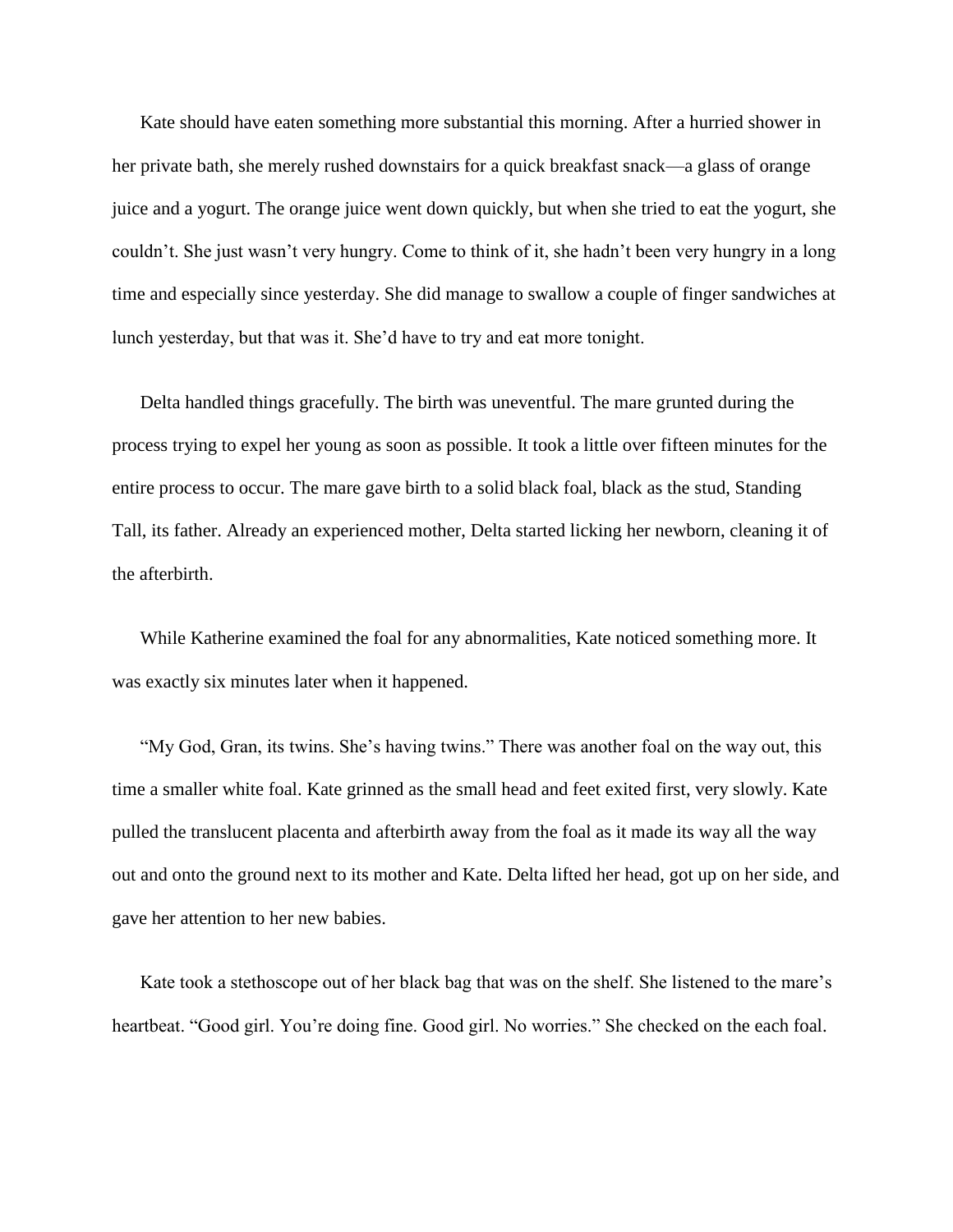Kate should have eaten something more substantial this morning. After a hurried shower in her private bath, she merely rushed downstairs for a quick breakfast snack—a glass of orange juice and a yogurt. The orange juice went down quickly, but when she tried to eat the yogurt, she couldn't. She just wasn't very hungry. Come to think of it, she hadn't been very hungry in a long time and especially since yesterday. She did manage to swallow a couple of finger sandwiches at lunch yesterday, but that was it. She'd have to try and eat more tonight.

Delta handled things gracefully. The birth was uneventful. The mare grunted during the process trying to expel her young as soon as possible. It took a little over fifteen minutes for the entire process to occur. The mare gave birth to a solid black foal, black as the stud, Standing Tall, its father. Already an experienced mother, Delta started licking her newborn, cleaning it of the afterbirth.

While Katherine examined the foal for any abnormalities, Kate noticed something more. It was exactly six minutes later when it happened.

"My God, Gran, its twins. She's having twins." There was another foal on the way out, this time a smaller white foal. Kate grinned as the small head and feet exited first, very slowly. Kate pulled the translucent placenta and afterbirth away from the foal as it made its way all the way out and onto the ground next to its mother and Kate. Delta lifted her head, got up on her side, and gave her attention to her new babies.

Kate took a stethoscope out of her black bag that was on the shelf. She listened to the mare's heartbeat. "Good girl. You're doing fine. Good girl. No worries." She checked on the each foal.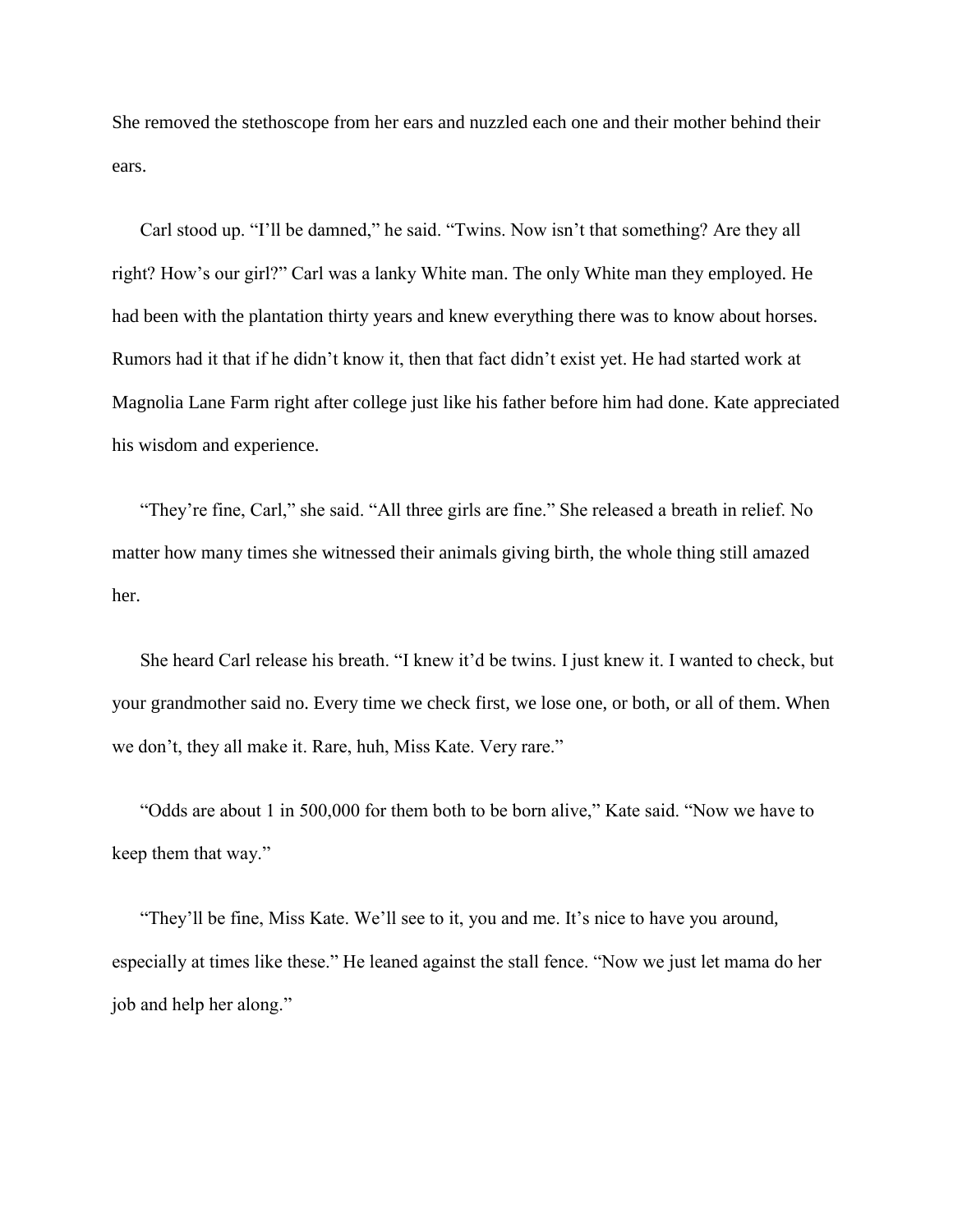She removed the stethoscope from her ears and nuzzled each one and their mother behind their ears.

Carl stood up. “I’ll be damned,” he said. “Twins. Now isn’t that something? Are they all right? How’s our girl?” Carl was a lanky White man. The only White man they employed. He had been with the plantation thirty years and knew everything there was to know about horses. Rumors had it that if he didn’t know it, then that fact didn’t exist yet. He had started work at Magnolia Lane Farm right after college just like his father before him had done. Kate appreciated his wisdom and experience.

“They’re fine, Carl,” she said. “All three girls are fine.” She released a breath in relief. No matter how many times she witnessed their animals giving birth, the whole thing still amazed her.

She heard Carl release his breath. “I knew it’d be twins. I just knew it. I wanted to check, but your grandmother said no. Every time we check first, we lose one, or both, or all of them. When we don’t, they all make it. Rare, huh, Miss Kate. Very rare.”

“Odds are about 1 in 500,000 for them both to be born alive,” Kate said. “Now we have to keep them that way.”

“They’ll be fine, Miss Kate. We’ll see to it, you and me. It’s nice to have you around, especially at times like these.” He leaned against the stall fence. “Now we just let mama do her job and help her along.”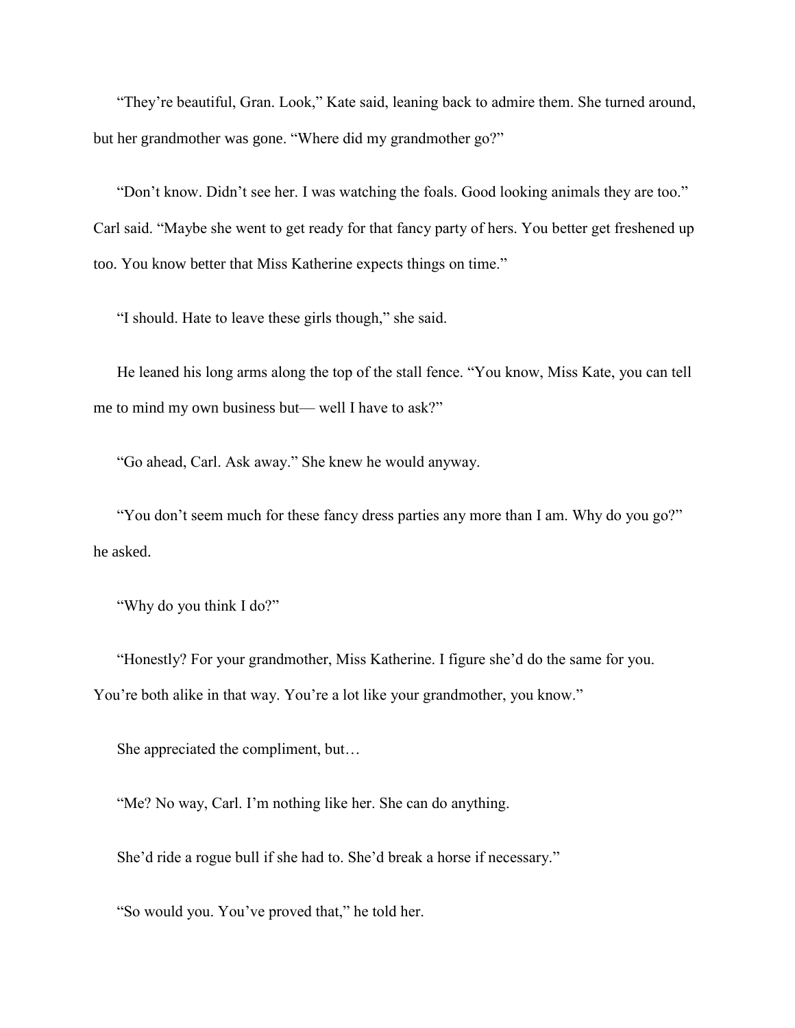“They’re beautiful, Gran. Look,” Kate said, leaning back to admire them. She turned around, but her grandmother was gone. “Where did my grandmother go?”

“Don’t know. Didn’t see her. I was watching the foals. Good looking animals they are too.” Carl said. “Maybe she went to get ready for that fancy party of hers. You better get freshened up too. You know better that Miss Katherine expects things on time.”

“I should. Hate to leave these girls though,” she said.

He leaned his long arms along the top of the stall fence. “You know, Miss Kate, you can tell me to mind my own business but— well I have to ask?”

“Go ahead, Carl. Ask away.” She knew he would anyway.

“You don’t seem much for these fancy dress parties any more than I am. Why do you go?” he asked.

“Why do you think I do?”

“Honestly? For your grandmother, Miss Katherine. I figure she’d do the same for you. You’re both alike in that way. You’re a lot like your grandmother, you know.”

She appreciated the compliment, but…

“Me? No way, Carl. I’m nothing like her. She can do anything.

She’d ride a rogue bull if she had to. She’d break a horse if necessary.”

“So would you. You’ve proved that,” he told her.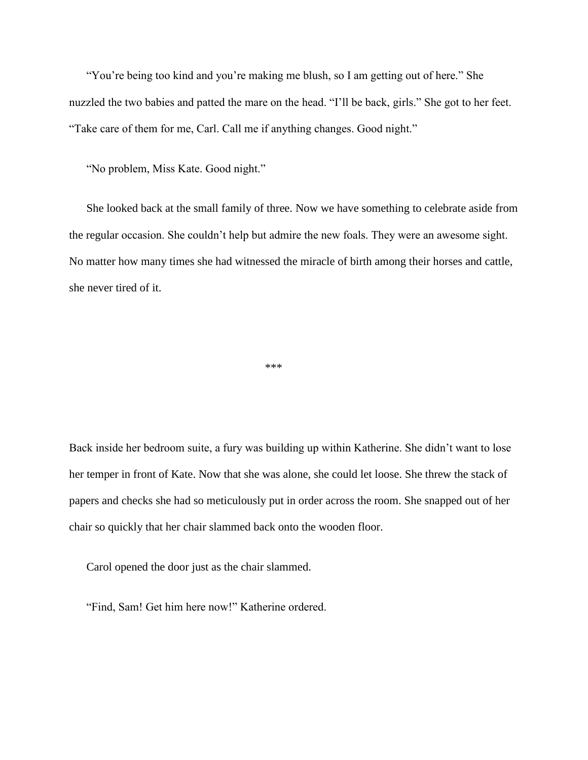"You're being too kind and you're making me blush, so I am getting out of here." She nuzzled the two babies and patted the mare on the head. "I'll be back, girls." She got to her feet. "Take care of them for me, Carl. Call me if anything changes. Good night."

"No problem, Miss Kate. Good night."

She looked back at the small family of three. Now we have something to celebrate aside from the regular occasion. She couldn't help but admire the new foals. They were an awesome sight. No matter how many times she had witnessed the miracle of birth among their horses and cattle, she never tired of it.

***

Back inside her bedroom suite, a fury was building up within Katherine. She didn't want to lose her temper in front of Kate. Now that she was alone, she could let loose. She threw the stack of papers and checks she had so meticulously put in order across the room. She snapped out of her chair so quickly that her chair slammed back onto the wooden floor.

Carol opened the door just as the chair slammed.

"Find, Sam! Get him here now!" Katherine ordered.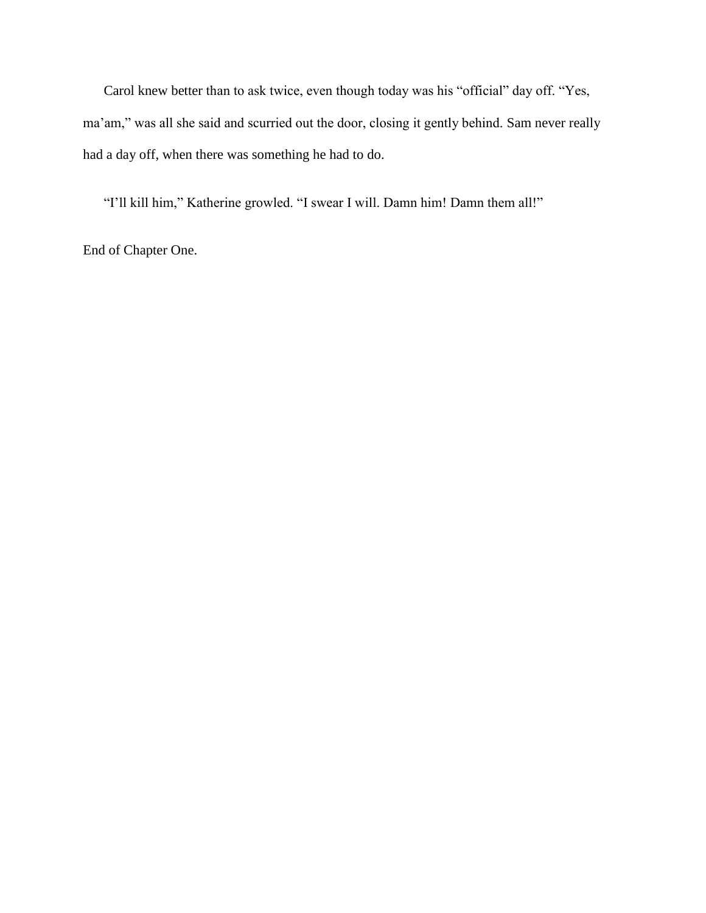Carol knew better than to ask twice, even though today was his "official" day off. "Yes, ma'am," was all she said and scurried out the door, closing it gently behind. Sam never really had a day off, when there was something he had to do.

"I'll kill him," Katherine growled. "I swear I will. Damn him! Damn them all!"

End of Chapter One.